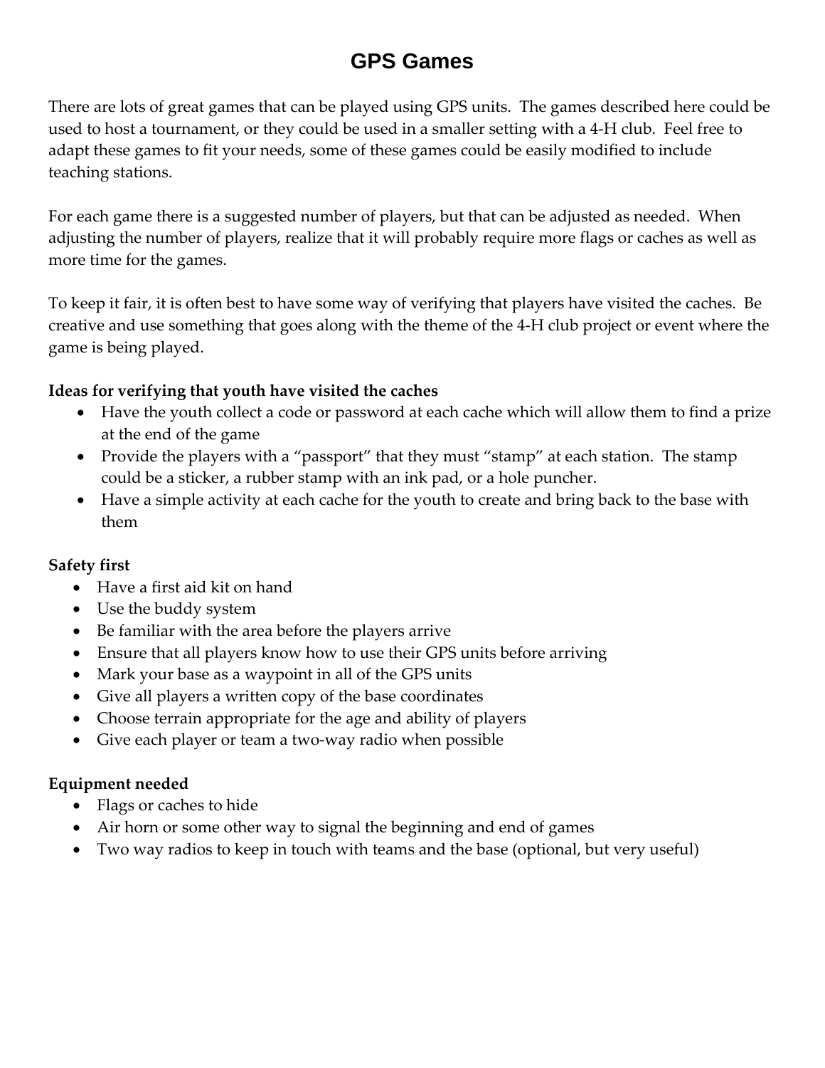# GPS Games

There are lots of great games that can be played using GPS units. The games described here could be used to host a tournament, or they could be used in a smaller setting with a 4-H club. Feel free to adapt these games to fit your needs, some of these games could be easily modified to include teaching stations.

For each game there is a suggested number of players, but that can be adjusted as needed. When adjusting the number of players, realize that it will probably require more flags or caches as well as more time for the games.

To keep it fair, it is often best to have some way of verifying that players have visited the caches. Be creative and use something that goes along with the theme of the 4-H club project or event where the game is being played.

**Ideas for verifying that youth have visited the caches**

- Have the youth collect a code or password at each cache which will allow them to find a prize at the end of the game
- Provide the players with a "passport" that they must "stamp" at each station. The stamp could be a sticker, a rubber stamp with an ink pad, or a hole puncher.
- Have a simple activity at each cache for the youth to create and bring back to the base with them

**Safety first**

- Have a first aid kit on hand
- Use the buddy system
- Be familiar with the area before the players arrive
- Ensure that all players know how to use their GPS units before arriving
- Mark your base as a waypoint in all of the GPS units
- Give all players a written copy of the base coordinates
- Choose terrain appropriate for the age and ability of players
- Give each player or team a two-way radio when possible

**Equipment needed**

- Flags or caches to hide
- Air horn or some other way to signal the beginning and end of games
- Two way radios to keep in touch with teams and the base (optional, but very useful)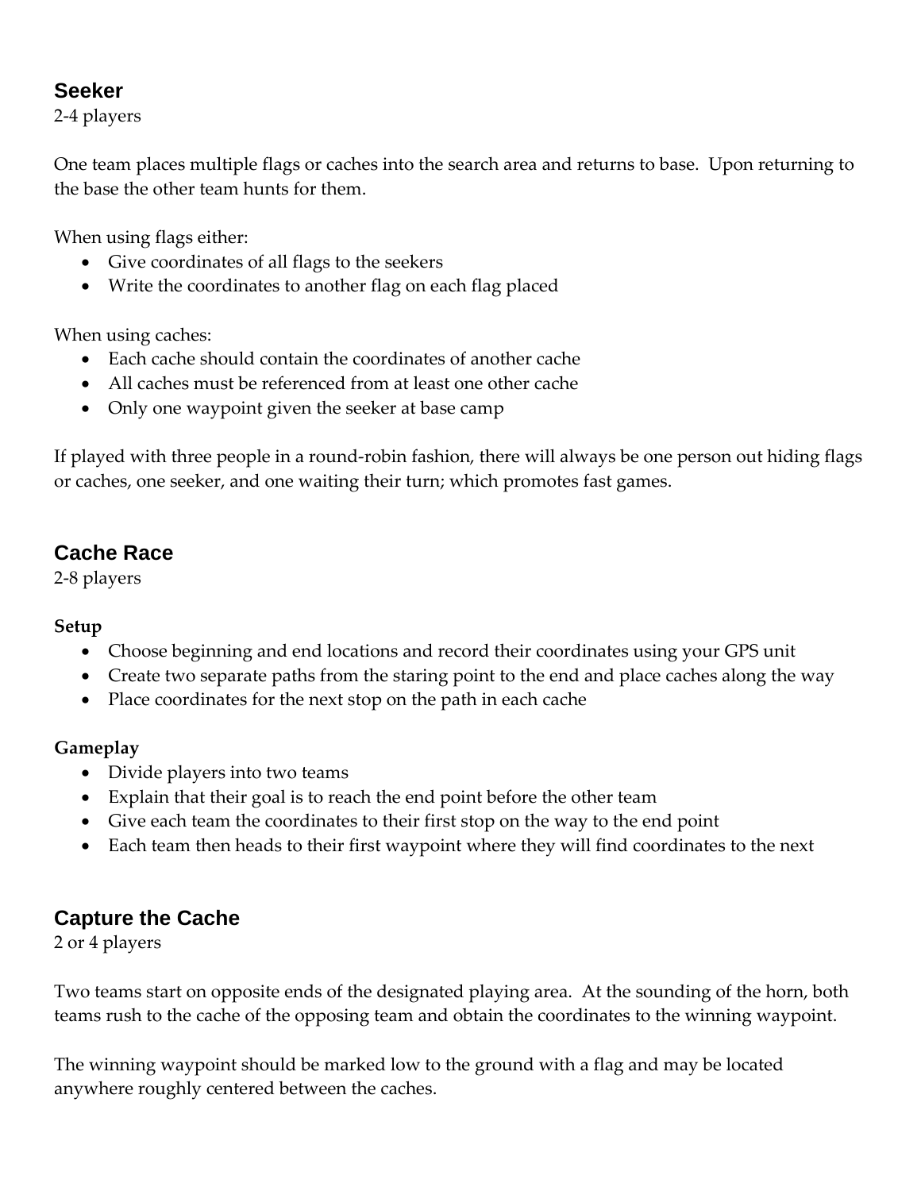## Seeker

2-4 players

One team places multiple flags or caches into the search area and returns to base. Upon returning to the base the other team hunts for them.

When using flags either:

- Give coordinates of all flags to the seekers
- Write the coordinates to another flag on each flag placed

When using caches:

- Each cache should contain the coordinates of another cache
- All caches must be referenced from at least one other cache
- Only one waypoint given the seeker at base camp

If played with three people in a round-robin fashion, there will always be one person out hiding flags or caches, one seeker, and one waiting their turn; which promotes fast games.

## Cache Race

2-8 players

**Setup**

- Choose beginning and end locations and record their coordinates using your GPS unit
- Create two separate paths from the staring point to the end and place caches along the way
- Place coordinates for the next stop on the path in each cache

**Gameplay**

- Divide players into two teams
- Explain that their goal is to reach the end point before the other team
- Give each team the coordinates to their first stop on the way to the end point
- Each team then heads to their first waypoint where they will find coordinates to the next

## Capture the Cache

2 or 4 players

Two teams start on opposite ends of the designated playing area. At the sounding of the horn, both teams rush to the cache of the opposing team and obtain the coordinates to the winning waypoint.

The winning waypoint should be marked low to the ground with a flag and may be located anywhere roughly centered between the caches.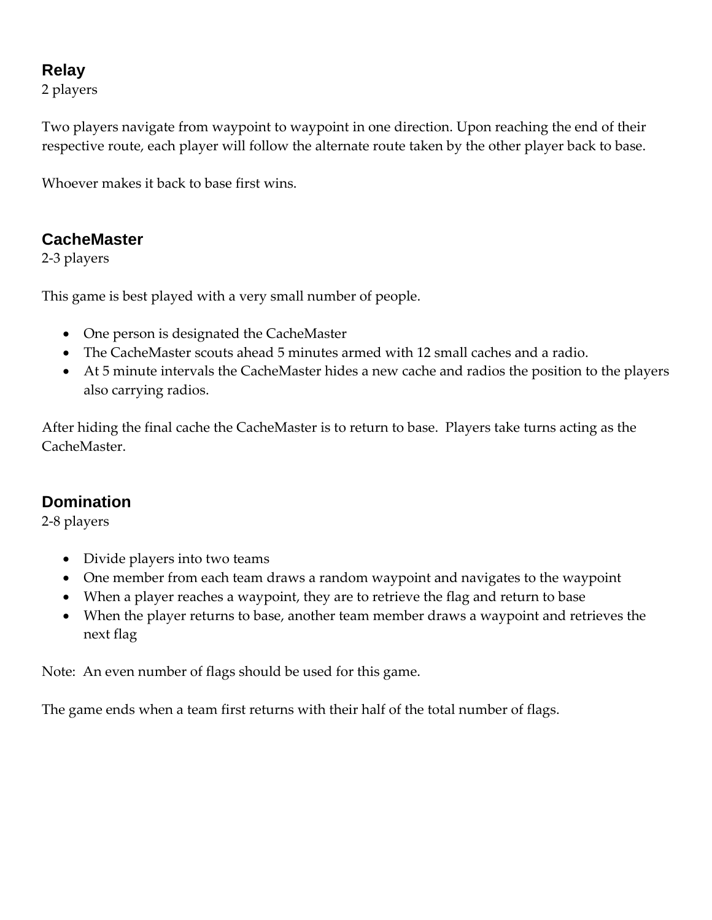## Relay

2 players

Two players navigate from waypoint to waypoint in one direction. Upon reaching the end of their respective route, each player will follow the alternate route taken by the other player back to base.

Whoever makes it back to base first wins.

## CacheMaster

2-3 players

This game is best played with a very small number of people.

- One person is designated the CacheMaster
- The CacheMaster scouts ahead 5 minutes armed with 12 small caches and a radio.
- At 5 minute intervals the CacheMaster hides a new cache and radios the position to the players also carrying radios.

After hiding the final cache the CacheMaster is to return to base. Players take turns acting as the CacheMaster.

## Domination

2-8 players

- Divide players into two teams
- One member from each team draws a random waypoint and navigates to the waypoint
- When a player reaches a waypoint, they are to retrieve the flag and return to base
- When the player returns to base, another team member draws a waypoint and retrieves the next flag

Note: An even number of flags should be used for this game.

The game ends when a team first returns with their half of the total number of flags.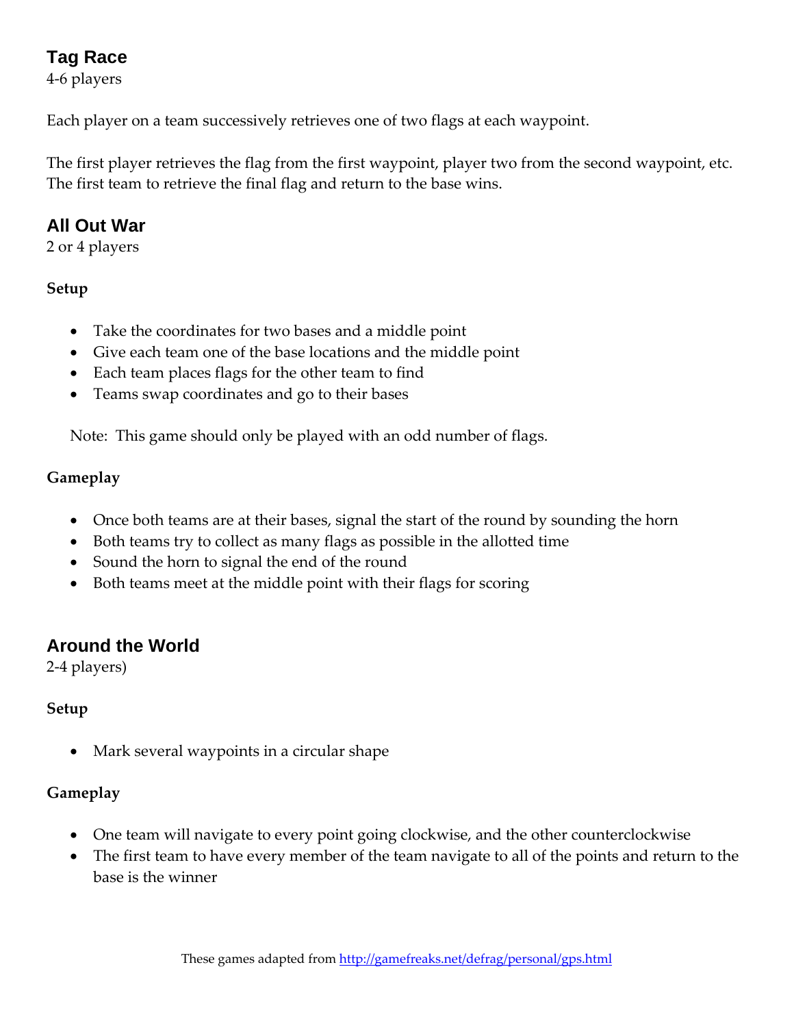## Tag Race

4-6 players

Each player on a team successively retrieves one of two flags at each waypoint.

The first player retrieves the flag from the first waypoint, player two from the second waypoint, etc. The first team to retrieve the final flag and return to the base wins.

## All Out War

2 or 4 players

**Setup**

- Take the coordinates for two bases and a middle point
- Give each team one of the base locations and the middle point
- Each team places flags for the other team to find
- Teams swap coordinates and go to their bases

Note: This game should only be played with an odd number of flags.

**Gameplay**

- Once both teams are at their bases, signal the start of the round by sounding the horn
- Both teams try to collect as many flags as possible in the allotted time
- Sound the horn to signal the end of the round
- Both teams meet at the middle point with their flags for scoring

## Around the World

2-4 players)

**Setup**

- Mark several waypoints in a circular shape

**Gameplay**

- One team will navigate to every point going clockwise, and the other counterclockwise
- The first team to have every member of the team navigate to all of the points and return to the base is the winner

These games adapted from http://gamefreaks.net/defrag/personal/gps.html